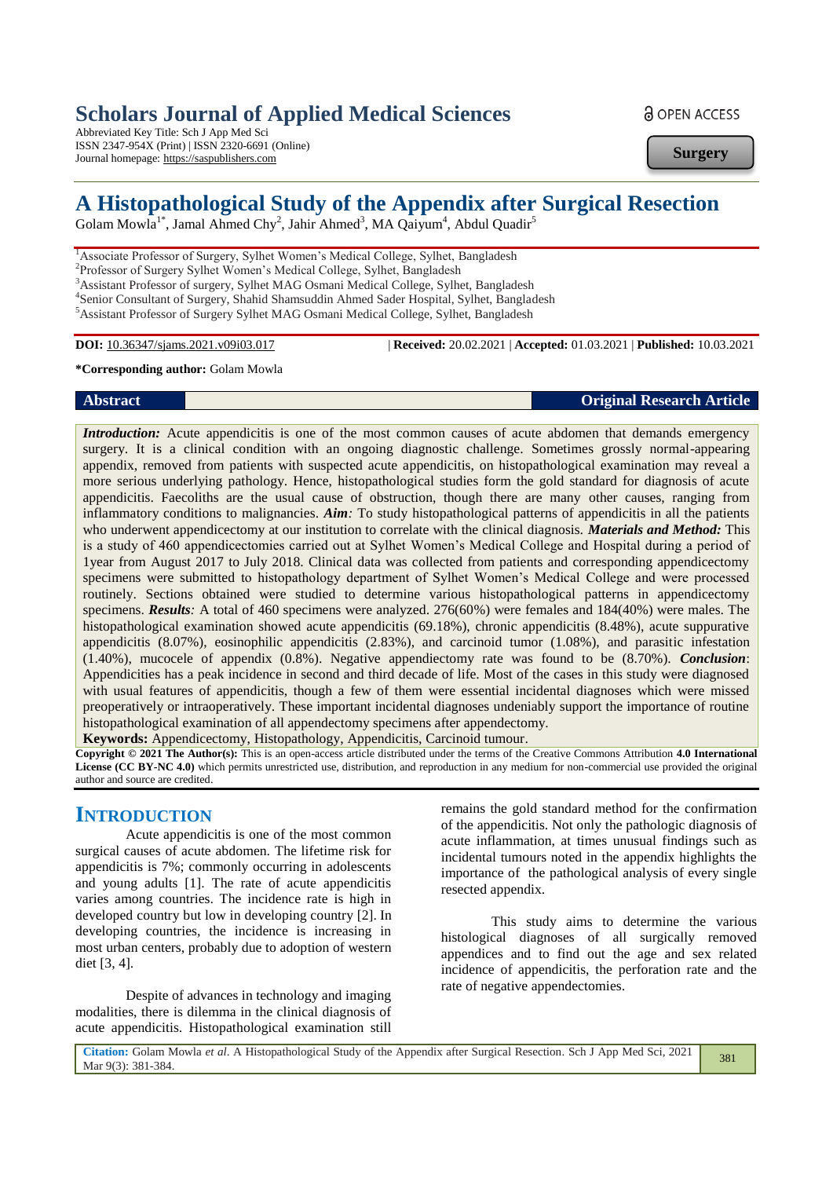# Scholars Journal of Applied Medical Sciences

Abbreviated Key Title: Sch J App Med Sci
ISSN 2347-954X (Print) | ISSN 2320-6691 (Online)
Journal homepage: https://saspublishers.com

OPEN ACCESS

**Surgery**

# A Histopathological Study of the Appendix after Surgical Resection

Golam Mowla[1*], Jamal Ahmed Chy[2], Jahir Ahmed[3], MA Qaiyum[4], Abdul Quadir[5]

[1]Associate Professor of Surgery, Sylhet Women's Medical College, Sylhet, Bangladesh
[2]Professor of Surgery Sylhet Women's Medical College, Sylhet, Bangladesh
[3]Assistant Professor of surgery, Sylhet MAG Osmani Medical College, Sylhet, Bangladesh
[4]Senior Consultant of Surgery, Shahid Shamsuddin Ahmed Sader Hospital, Sylhet, Bangladesh
[5]Assistant Professor of Surgery Sylhet MAG Osmani Medical College, Sylhet, Bangladesh

**DOI:** 10.36347/sjams.2021.v09i03.017 | **Received:** 20.02.2021 | **Accepted:** 01.03.2021 | **Published:** 10.03.2021

**\*Corresponding author:** Golam Mowla

**Abstract** **Original Research Article**

***Introduction:*** Acute appendicitis is one of the most common causes of acute abdomen that demands emergency surgery. It is a clinical condition with an ongoing diagnostic challenge. Sometimes grossly normal-appearing appendix, removed from patients with suspected acute appendicitis, on histopathological examination may reveal a more serious underlying pathology. Hence, histopathological studies form the gold standard for diagnosis of acute appendicitis. Faecoliths are the usual cause of obstruction, though there are many other causes, ranging from inflammatory conditions to malignancies. ***Aim:*** To study histopathological patterns of appendicitis in all the patients who underwent appendicectomy at our institution to correlate with the clinical diagnosis. ***Materials and Method:*** This is a study of 460 appendicectomies carried out at Sylhet Women's Medical College and Hospital during a period of 1year from August 2017 to July 2018. Clinical data was collected from patients and corresponding appendicectomy specimens were submitted to histopathology department of Sylhet Women's Medical College and were processed routinely. Sections obtained were studied to determine various histopathological patterns in appendicectomy specimens. ***Results:*** A total of 460 specimens were analyzed. 276(60%) were females and 184(40%) were males. The histopathological examination showed acute appendicitis (69.18%), chronic appendicitis (8.48%), acute suppurative appendicitis (8.07%), eosinophilic appendicitis (2.83%), and carcinoid tumor (1.08%), and parasitic infestation (1.40%), mucocele of appendix (0.8%). Negative appendiectomy rate was found to be (8.70%). ***Conclusion***: Appendicities has a peak incidence in second and third decade of life. Most of the cases in this study were diagnosed with usual features of appendicitis, though a few of them were essential incidental diagnoses which were missed preoperatively or intraoperatively. These important incidental diagnoses undeniably support the importance of routine histopathological examination of all appendectomy specimens after appendectomy.

**Keywords:** Appendicectomy, Histopathology, Appendicitis, Carcinoid tumour.

**Copyright © 2021 The Author(s):** This is an open-access article distributed under the terms of the Creative Commons Attribution **4.0 International License (CC BY-NC 4.0)** which permits unrestricted use, distribution, and reproduction in any medium for non-commercial use provided the original author and source are credited.

## INTRODUCTION

Acute appendicitis is one of the most common surgical causes of acute abdomen. The lifetime risk for appendicitis is 7%; commonly occurring in adolescents and young adults [1]. The rate of acute appendicitis varies among countries. The incidence rate is high in developed country but low in developing country [2]. In developing countries, the incidence is increasing in most urban centers, probably due to adoption of western diet [3, 4].

Despite of advances in technology and imaging modalities, there is dilemma in the clinical diagnosis of acute appendicitis. Histopathological examination still remains the gold standard method for the confirmation of the appendicitis. Not only the pathologic diagnosis of acute inflammation, at times unusual findings such as incidental tumours noted in the appendix highlights the importance of the pathological analysis of every single resected appendix.

This study aims to determine the various histological diagnoses of all surgically removed appendices and to find out the age and sex related incidence of appendicitis, the perforation rate and the rate of negative appendectomies.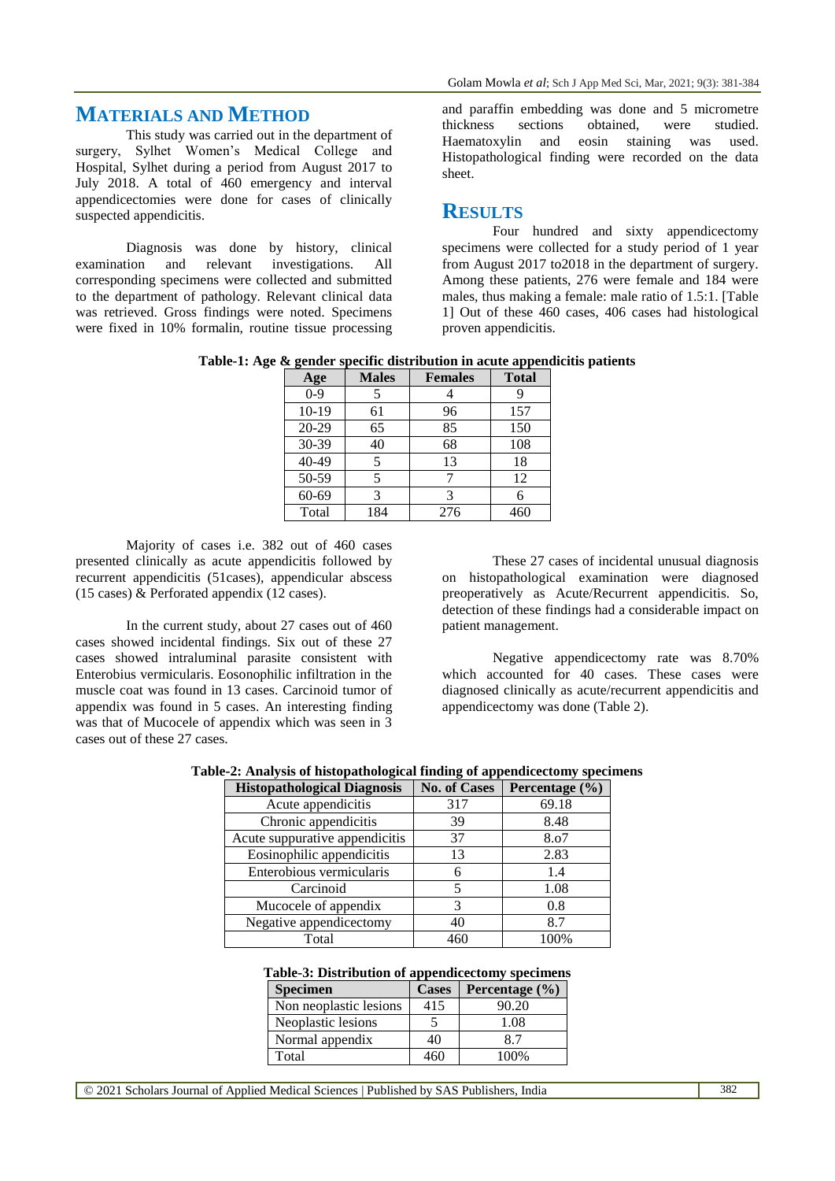## MATERIALS AND METHOD

This study was carried out in the department of surgery, Sylhet Women's Medical College and Hospital, Sylhet during a period from August 2017 to July 2018. A total of 460 emergency and interval appendicectomies were done for cases of clinically suspected appendicitis.

Diagnosis was done by history, clinical examination and relevant investigations. All corresponding specimens were collected and submitted to the department of pathology. Relevant clinical data was retrieved. Gross findings were noted. Specimens were fixed in 10% formalin, routine tissue processing and paraffin embedding was done and 5 micrometre thickness sections obtained, were studied. Haematoxylin and eosin staining was used. Histopathological finding were recorded on the data sheet.

## RESULTS

Four hundred and sixty appendicectomy specimens were collected for a study period of 1 year from August 2017 to2018 in the department of surgery. Among these patients, 276 were female and 184 were males, thus making a female: male ratio of 1.5:1. [Table 1] Out of these 460 cases, 406 cases had histological proven appendicitis.

**Table-1: Age & gender specific distribution in acute appendicitis patients**

| Age | Males | Females | Total |
|---|---|---|---|
| 0-9 | 5 | 4 | 9 |
| 10-19 | 61 | 96 | 157 |
| 20-29 | 65 | 85 | 150 |
| 30-39 | 40 | 68 | 108 |
| 40-49 | 5 | 13 | 18 |
| 50-59 | 5 | 7 | 12 |
| 60-69 | 3 | 3 | 6 |
| Total | 184 | 276 | 460 |

Majority of cases i.e. 382 out of 460 cases presented clinically as acute appendicitis followed by recurrent appendicitis (51cases), appendicular abscess (15 cases) & Perforated appendix (12 cases).

In the current study, about 27 cases out of 460 cases showed incidental findings. Six out of these 27 cases showed intraluminal parasite consistent with Enterobius vermicularis. Eosonophilic infiltration in the muscle coat was found in 13 cases. Carcinoid tumor of appendix was found in 5 cases. An interesting finding was that of Mucocele of appendix which was seen in 3 cases out of these 27 cases.

These 27 cases of incidental unusual diagnosis on histopathological examination were diagnosed preoperatively as Acute/Recurrent appendicitis. So, detection of these findings had a considerable impact on patient management.

Negative appendicectomy rate was 8.70% which accounted for 40 cases. These cases were diagnosed clinically as acute/recurrent appendicitis and appendicectomy was done (Table 2).

**Table-2: Analysis of histopathological finding of appendicectomy specimens**

| Histopathological Diagnosis | No. of Cases | Percentage (%) |
|---|---|---|
| Acute appendicitis | 317 | 69.18 |
| Chronic appendicitis | 39 | 8.48 |
| Acute suppurative appendicitis | 37 | 8.o7 |
| Eosinophilic appendicitis | 13 | 2.83 |
| Enterobious vermicularis | 6 | 1.4 |
| Carcinoid | 5 | 1.08 |
| Mucocele of appendix | 3 | 0.8 |
| Negative appendicectomy | 40 | 8.7 |
| Total | 460 | 100% |

**Table-3: Distribution of appendicectomy specimens**

| Specimen | Cases | Percentage (%) |
|---|---|---|
| Non neoplastic lesions | 415 | 90.20 |
| Neoplastic lesions | 5 | 1.08 |
| Normal appendix | 40 | 8.7 |
| Total | 460 | 100% |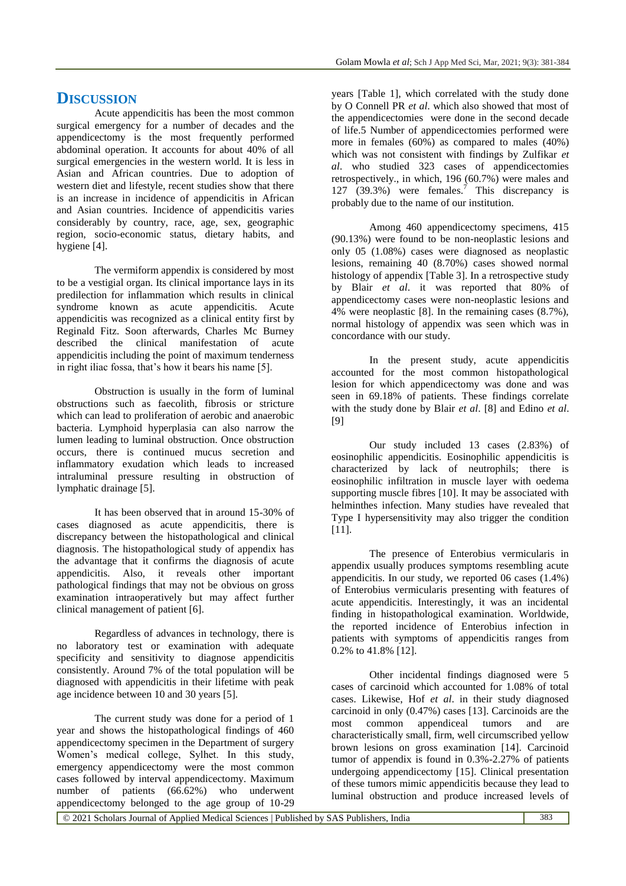## DISCUSSION

Acute appendicitis has been the most common surgical emergency for a number of decades and the appendicectomy is the most frequently performed abdominal operation. It accounts for about 40% of all surgical emergencies in the western world. It is less in Asian and African countries. Due to adoption of western diet and lifestyle, recent studies show that there is an increase in incidence of appendicitis in African and Asian countries. Incidence of appendicitis varies considerably by country, race, age, sex, geographic region, socio-economic status, dietary habits, and hygiene [4].

The vermiform appendix is considered by most to be a vestigial organ. Its clinical importance lays in its predilection for inflammation which results in clinical syndrome known as acute appendicitis. Acute appendicitis was recognized as a clinical entity first by Reginald Fitz. Soon afterwards, Charles Mc Burney described the clinical manifestation of acute appendicitis including the point of maximum tenderness in right iliac fossa, that's how it bears his name [5].

Obstruction is usually in the form of luminal obstructions such as faecolith, fibrosis or stricture which can lead to proliferation of aerobic and anaerobic bacteria. Lymphoid hyperplasia can also narrow the lumen leading to luminal obstruction. Once obstruction occurs, there is continued mucus secretion and inflammatory exudation which leads to increased intraluminal pressure resulting in obstruction of lymphatic drainage [5].

It has been observed that in around 15-30% of cases diagnosed as acute appendicitis, there is discrepancy between the histopathological and clinical diagnosis. The histopathological study of appendix has the advantage that it confirms the diagnosis of acute appendicitis. Also, it reveals other important pathological findings that may not be obvious on gross examination intraoperatively but may affect further clinical management of patient [6].

Regardless of advances in technology, there is no laboratory test or examination with adequate specificity and sensitivity to diagnose appendicitis consistently. Around 7% of the total population will be diagnosed with appendicitis in their lifetime with peak age incidence between 10 and 30 years [5].

The current study was done for a period of 1 year and shows the histopathological findings of 460 appendicectomy specimen in the Department of surgery Women's medical college, Sylhet. In this study, emergency appendicectomy were the most common cases followed by interval appendicectomy. Maximum number of patients (66.62%) who underwent appendicectomy belonged to the age group of 10-29 years [Table 1], which correlated with the study done by O Connell PR *et al*. which also showed that most of the appendicectomies were done in the second decade of life.5 Number of appendicectomies performed were more in females (60%) as compared to males (40%) which was not consistent with findings by Zulfikar *et al*. who studied 323 cases of appendicectomies retrospectively., in which, 196 (60.7%) were males and 127 (39.3%) were females.[7] This discrepancy is probably due to the name of our institution.

Among 460 appendicectomy specimens, 415 (90.13%) were found to be non-neoplastic lesions and only 05 (1.08%) cases were diagnosed as neoplastic lesions, remaining 40 (8.70%) cases showed normal histology of appendix [Table 3]. In a retrospective study by Blair *et al*. it was reported that 80% of appendicectomy cases were non-neoplastic lesions and 4% were neoplastic [8]. In the remaining cases (8.7%), normal histology of appendix was seen which was in concordance with our study.

In the present study, acute appendicitis accounted for the most common histopathological lesion for which appendicectomy was done and was seen in 69.18% of patients. These findings correlate with the study done by Blair *et al*. [8] and Edino *et al*. [9]

Our study included 13 cases (2.83%) of eosinophilic appendicitis. Eosinophilic appendicitis is characterized by lack of neutrophils; there is eosinophilic infiltration in muscle layer with oedema supporting muscle fibres [10]. It may be associated with helminthes infection. Many studies have revealed that Type I hypersensitivity may also trigger the condition [11].

The presence of Enterobius vermicularis in appendix usually produces symptoms resembling acute appendicitis. In our study, we reported 06 cases (1.4%) of Enterobius vermicularis presenting with features of acute appendicitis. Interestingly, it was an incidental finding in histopathological examination. Worldwide, the reported incidence of Enterobius infection in patients with symptoms of appendicitis ranges from 0.2% to 41.8% [12].

Other incidental findings diagnosed were 5 cases of carcinoid which accounted for 1.08% of total cases. Likewise, Hof *et al*. in their study diagnosed carcinoid in only (0.47%) cases [13]. Carcinoids are the most common appendiceal tumors and are characteristically small, firm, well circumscribed yellow brown lesions on gross examination [14]. Carcinoid tumor of appendix is found in 0.3%-2.27% of patients undergoing appendicectomy [15]. Clinical presentation of these tumors mimic appendicitis because they lead to luminal obstruction and produce increased levels of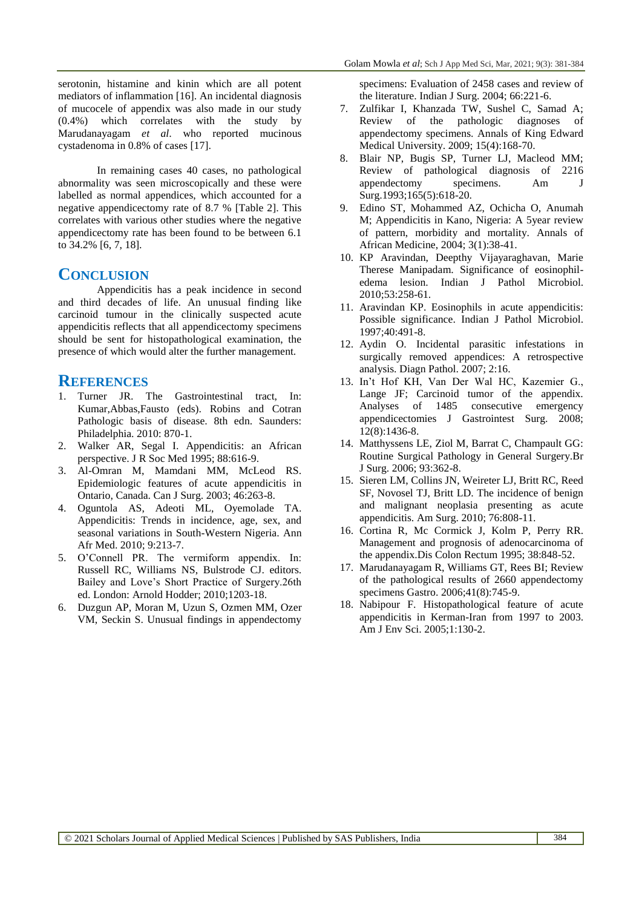serotonin, histamine and kinin which are all potent mediators of inflammation [16]. An incidental diagnosis of mucocele of appendix was also made in our study (0.4%) which correlates with the study by Marudanayagam *et al*. who reported mucinous cystadenoma in 0.8% of cases [17].

In remaining cases 40 cases, no pathological abnormality was seen microscopically and these were labelled as normal appendices, which accounted for a negative appendicectomy rate of 8.7 % [Table 2]. This correlates with various other studies where the negative appendicectomy rate has been found to be between 6.1 to 34.2% [6, 7, 18].

## CONCLUSION

Appendicitis has a peak incidence in second and third decades of life. An unusual finding like carcinoid tumour in the clinically suspected acute appendicitis reflects that all appendicectomy specimens should be sent for histopathological examination, the presence of which would alter the further management.

## REFERENCES

1. Turner JR. The Gastrointestinal tract, In: Kumar,Abbas,Fausto (eds). Robins and Cotran Pathologic basis of disease. 8th edn. Saunders: Philadelphia. 2010: 870-1.
2. Walker AR, Segal I. Appendicitis: an African perspective. J R Soc Med 1995; 88:616-9.
3. Al-Omran M, Mamdani MM, McLeod RS. Epidemiologic features of acute appendicitis in Ontario, Canada. Can J Surg. 2003; 46:263-8.
4. Oguntola AS, Adeoti ML, Oyemolade TA. Appendicitis: Trends in incidence, age, sex, and seasonal variations in South-Western Nigeria. Ann Afr Med. 2010; 9:213-7.
5. O'Connell PR. The vermiform appendix. In: Russell RC, Williams NS, Bulstrode CJ. editors. Bailey and Love's Short Practice of Surgery.26th ed. London: Arnold Hodder; 2010;1203-18.
6. Duzgun AP, Moran M, Uzun S, Ozmen MM, Ozer VM, Seckin S. Unusual findings in appendectomy specimens: Evaluation of 2458 cases and review of the literature. Indian J Surg. 2004; 66:221-6.
7. Zulfikar I, Khanzada TW, Sushel C, Samad A; Review of the pathologic diagnoses of appendectomy specimens. Annals of King Edward Medical University. 2009; 15(4):168-70.
8. Blair NP, Bugis SP, Turner LJ, Macleod MM; Review of pathological diagnosis of 2216 appendectomy specimens. Am J Surg.1993;165(5):618-20.
9. Edino ST, Mohammed AZ, Ochicha O, Anumah M; Appendicitis in Kano, Nigeria: A 5year review of pattern, morbidity and mortality. Annals of African Medicine, 2004; 3(1):38-41.
10. KP Aravindan, Deepthy Vijayaraghavan, Marie Therese Manipadam. Significance of eosinophil-edema lesion. Indian J Pathol Microbiol. 2010;53:258-61.
11. Aravindan KP. Eosinophils in acute appendicitis: Possible significance. Indian J Pathol Microbiol. 1997;40:491-8.
12. Aydin O. Incidental parasitic infestations in surgically removed appendices: A retrospective analysis. Diagn Pathol. 2007; 2:16.
13. In't Hof KH, Van Der Wal HC, Kazemier G., Lange JF; Carcinoid tumor of the appendix. Analyses of 1485 consecutive emergency appendicectomies J Gastrointest Surg. 2008; 12(8):1436-8.
14. Matthyssens LE, Ziol M, Barrat C, Champault GG: Routine Surgical Pathology in General Surgery.Br J Surg. 2006; 93:362-8.
15. Sieren LM, Collins JN, Weireter LJ, Britt RC, Reed SF, Novosel TJ, Britt LD. The incidence of benign and malignant neoplasia presenting as acute appendicitis. Am Surg. 2010; 76:808-11.
16. Cortina R, Mc Cormick J, Kolm P, Perry RR. Management and prognosis of adenocarcinoma of the appendix.Dis Colon Rectum 1995; 38:848-52.
17. Marudanayagam R, Williams GT, Rees BI; Review of the pathological results of 2660 appendectomy specimens Gastro. 2006;41(8):745-9.
18. Nabipour F. Histopathological feature of acute appendicitis in Kerman-Iran from 1997 to 2003. Am J Env Sci. 2005;1:130-2.